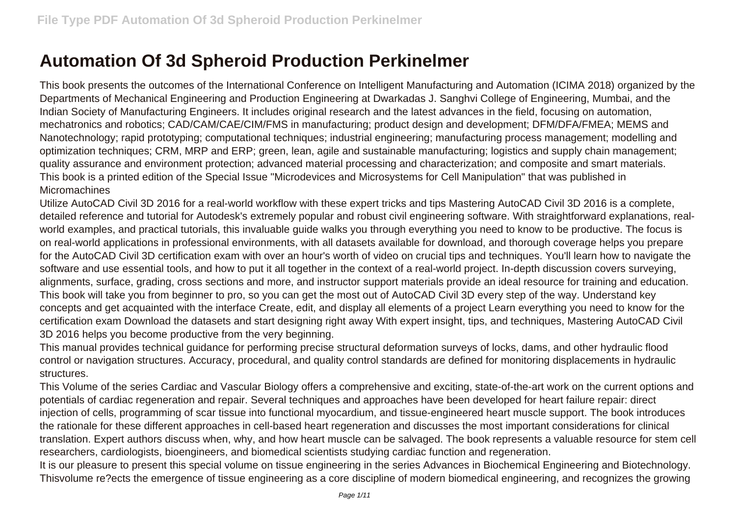# Automation Of 3d Spheroid Production Perkinelmer

This book presents the outcomes of the International Conference on Intelligent Manufacturing and Automation (ICIMA 2018) organized by the Departments of Mechanical Engineering and Production Engineering at Dwarkadas J. Sanghvi College of Engineering, Mumbai, and the Indian Society of Manufacturing Engineers. It includes original research and the latest advances in the field, focusing on automation, mechatronics and robotics; CAD/CAM/CAE/CIM/FMS in manufacturing; product design and development; DFM/DFA/FMEA; MEMS and Nanotechnology; rapid prototyping; computational techniques; industrial engineering; manufacturing process management; modelling and optimization techniques; CRM, MRP and ERP; green, lean, agile and sustainable manufacturing; logistics and supply chain management; quality assurance and environment protection; advanced material processing and characterization; and composite and smart materials.

This book is a printed edition of the Special Issue "Microdevices and Microsystems for Cell Manipulation" that was published in Micromachines

Utilize AutoCAD Civil 3D 2016 for a real-world workflow with these expert tricks and tips Mastering AutoCAD Civil 3D 2016 is a complete, detailed reference and tutorial for Autodesk's extremely popular and robust civil engineering software. With straightforward explanations, real-world examples, and practical tutorials, this invaluable guide walks you through everything you need to know to be productive. The focus is on real-world applications in professional environments, with all datasets available for download, and thorough coverage helps you prepare for the AutoCAD Civil 3D certification exam with over an hour's worth of video on crucial tips and techniques. You'll learn how to navigate the software and use essential tools, and how to put it all together in the context of a real-world project. In-depth discussion covers surveying, alignments, surface, grading, cross sections and more, and instructor support materials provide an ideal resource for training and education. This book will take you from beginner to pro, so you can get the most out of AutoCAD Civil 3D every step of the way. Understand key concepts and get acquainted with the interface Create, edit, and display all elements of a project Learn everything you need to know for the certification exam Download the datasets and start designing right away With expert insight, tips, and techniques, Mastering AutoCAD Civil 3D 2016 helps you become productive from the very beginning.

This manual provides technical guidance for performing precise structural deformation surveys of locks, dams, and other hydraulic flood control or navigation structures. Accuracy, procedural, and quality control standards are defined for monitoring displacements in hydraulic structures.

This Volume of the series Cardiac and Vascular Biology offers a comprehensive and exciting, state-of-the-art work on the current options and potentials of cardiac regeneration and repair. Several techniques and approaches have been developed for heart failure repair: direct injection of cells, programming of scar tissue into functional myocardium, and tissue-engineered heart muscle support. The book introduces the rationale for these different approaches in cell-based heart regeneration and discusses the most important considerations for clinical translation. Expert authors discuss when, why, and how heart muscle can be salvaged. The book represents a valuable resource for stem cell researchers, cardiologists, bioengineers, and biomedical scientists studying cardiac function and regeneration.

It is our pleasure to present this special volume on tissue engineering in the series Advances in Biochemical Engineering and Biotechnology. Thisvolume re?ects the emergence of tissue engineering as a core discipline of modern biomedical engineering, and recognizes the growing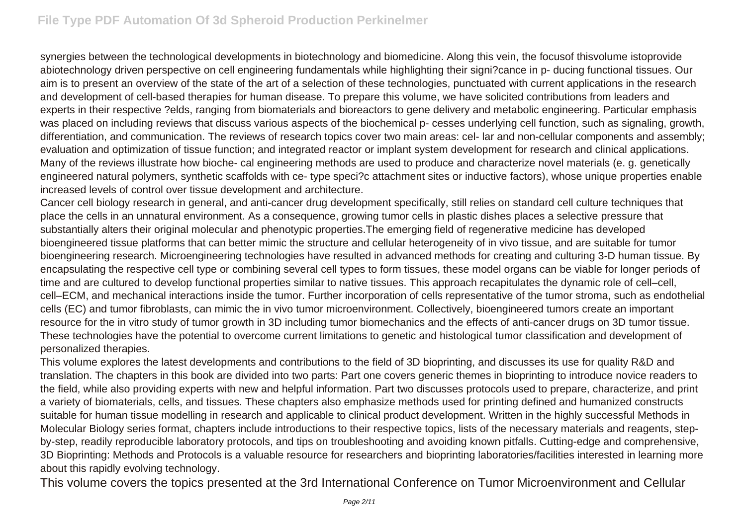synergies between the technological developments in biotechnology and biomedicine. Along this vein, the focusof thisvolume istoprovide abiotechnology driven perspective on cell engineering fundamentals while highlighting their signi?cance in p- ducing functional tissues. Our aim is to present an overview of the state of the art of a selection of these technologies, punctuated with current applications in the research and development of cell-based therapies for human disease. To prepare this volume, we have solicited contributions from leaders and experts in their respective ?elds, ranging from biomaterials and bioreactors to gene delivery and metabolic engineering. Particular emphasis was placed on including reviews that discuss various aspects of the biochemical p- cesses underlying cell function, such as signaling, growth, differentiation, and communication. The reviews of research topics cover two main areas: cel- lar and non-cellular components and assembly; evaluation and optimization of tissue function; and integrated reactor or implant system development for research and clinical applications. Many of the reviews illustrate how bioche- cal engineering methods are used to produce and characterize novel materials (e. g. genetically engineered natural polymers, synthetic scaffolds with ce- type speci?c attachment sites or inductive factors), whose unique properties enable increased levels of control over tissue development and architecture.

Cancer cell biology research in general, and anti-cancer drug development specifically, still relies on standard cell culture techniques that place the cells in an unnatural environment. As a consequence, growing tumor cells in plastic dishes places a selective pressure that substantially alters their original molecular and phenotypic properties.The emerging field of regenerative medicine has developed bioengineered tissue platforms that can better mimic the structure and cellular heterogeneity of in vivo tissue, and are suitable for tumor bioengineering research. Microengineering technologies have resulted in advanced methods for creating and culturing 3-D human tissue. By encapsulating the respective cell type or combining several cell types to form tissues, these model organs can be viable for longer periods of time and are cultured to develop functional properties similar to native tissues. This approach recapitulates the dynamic role of cell–cell, cell–ECM, and mechanical interactions inside the tumor. Further incorporation of cells representative of the tumor stroma, such as endothelial cells (EC) and tumor fibroblasts, can mimic the in vivo tumor microenvironment. Collectively, bioengineered tumors create an important resource for the in vitro study of tumor growth in 3D including tumor biomechanics and the effects of anti-cancer drugs on 3D tumor tissue. These technologies have the potential to overcome current limitations to genetic and histological tumor classification and development of personalized therapies.

This volume explores the latest developments and contributions to the field of 3D bioprinting, and discusses its use for quality R&D and translation. The chapters in this book are divided into two parts: Part one covers generic themes in bioprinting to introduce novice readers to the field, while also providing experts with new and helpful information. Part two discusses protocols used to prepare, characterize, and print a variety of biomaterials, cells, and tissues. These chapters also emphasize methods used for printing defined and humanized constructs suitable for human tissue modelling in research and applicable to clinical product development. Written in the highly successful Methods in Molecular Biology series format, chapters include introductions to their respective topics, lists of the necessary materials and reagents, step-by-step, readily reproducible laboratory protocols, and tips on troubleshooting and avoiding known pitfalls. Cutting-edge and comprehensive, 3D Bioprinting: Methods and Protocols is a valuable resource for researchers and bioprinting laboratories/facilities interested in learning more about this rapidly evolving technology.

This volume covers the topics presented at the 3rd International Conference on Tumor Microenvironment and Cellular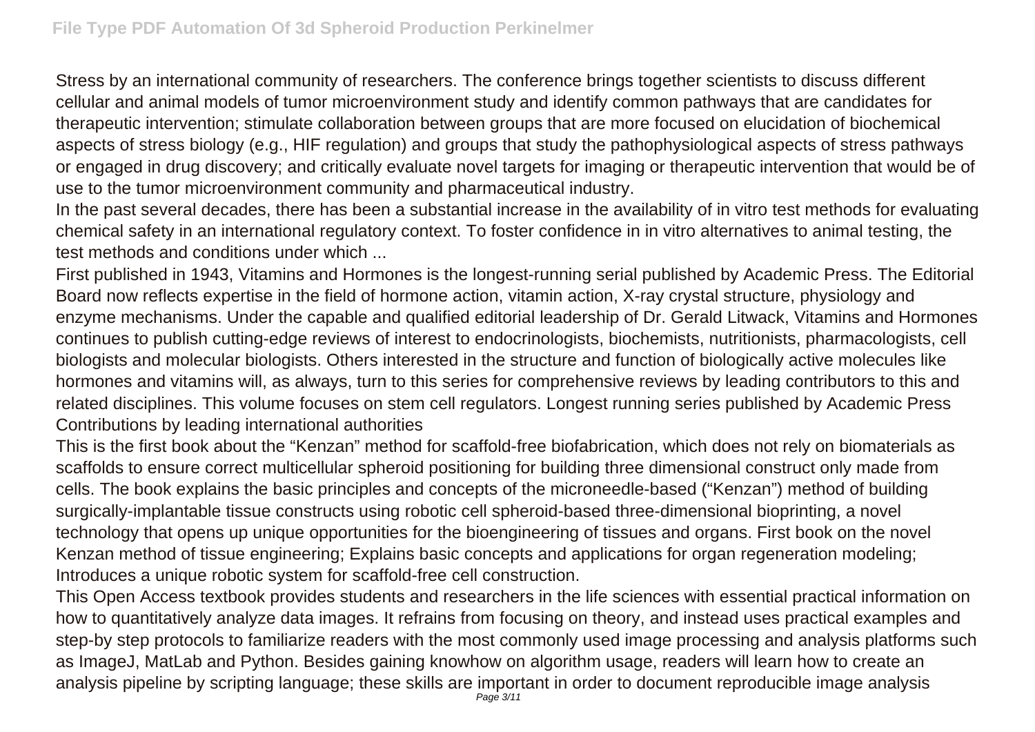Stress by an international community of researchers. The conference brings together scientists to discuss different cellular and animal models of tumor microenvironment study and identify common pathways that are candidates for therapeutic intervention; stimulate collaboration between groups that are more focused on elucidation of biochemical aspects of stress biology (e.g., HIF regulation) and groups that study the pathophysiological aspects of stress pathways or engaged in drug discovery; and critically evaluate novel targets for imaging or therapeutic intervention that would be of use to the tumor microenvironment community and pharmaceutical industry.

In the past several decades, there has been a substantial increase in the availability of in vitro test methods for evaluating chemical safety in an international regulatory context. To foster confidence in in vitro alternatives to animal testing, the test methods and conditions under which ...

First published in 1943, Vitamins and Hormones is the longest-running serial published by Academic Press. The Editorial Board now reflects expertise in the field of hormone action, vitamin action, X-ray crystal structure, physiology and enzyme mechanisms. Under the capable and qualified editorial leadership of Dr. Gerald Litwack, Vitamins and Hormones continues to publish cutting-edge reviews of interest to endocrinologists, biochemists, nutritionists, pharmacologists, cell biologists and molecular biologists. Others interested in the structure and function of biologically active molecules like hormones and vitamins will, as always, turn to this series for comprehensive reviews by leading contributors to this and related disciplines. This volume focuses on stem cell regulators. Longest running series published by Academic Press Contributions by leading international authorities

This is the first book about the "Kenzan" method for scaffold-free biofabrication, which does not rely on biomaterials as scaffolds to ensure correct multicellular spheroid positioning for building three dimensional construct only made from cells. The book explains the basic principles and concepts of the microneedle-based ("Kenzan") method of building surgically-implantable tissue constructs using robotic cell spheroid-based three-dimensional bioprinting, a novel technology that opens up unique opportunities for the bioengineering of tissues and organs. First book on the novel Kenzan method of tissue engineering; Explains basic concepts and applications for organ regeneration modeling; Introduces a unique robotic system for scaffold-free cell construction.

This Open Access textbook provides students and researchers in the life sciences with essential practical information on how to quantitatively analyze data images. It refrains from focusing on theory, and instead uses practical examples and step-by step protocols to familiarize readers with the most commonly used image processing and analysis platforms such as ImageJ, MatLab and Python. Besides gaining knowhow on algorithm usage, readers will learn how to create an analysis pipeline by scripting language; these skills are important in order to document reproducible image analysis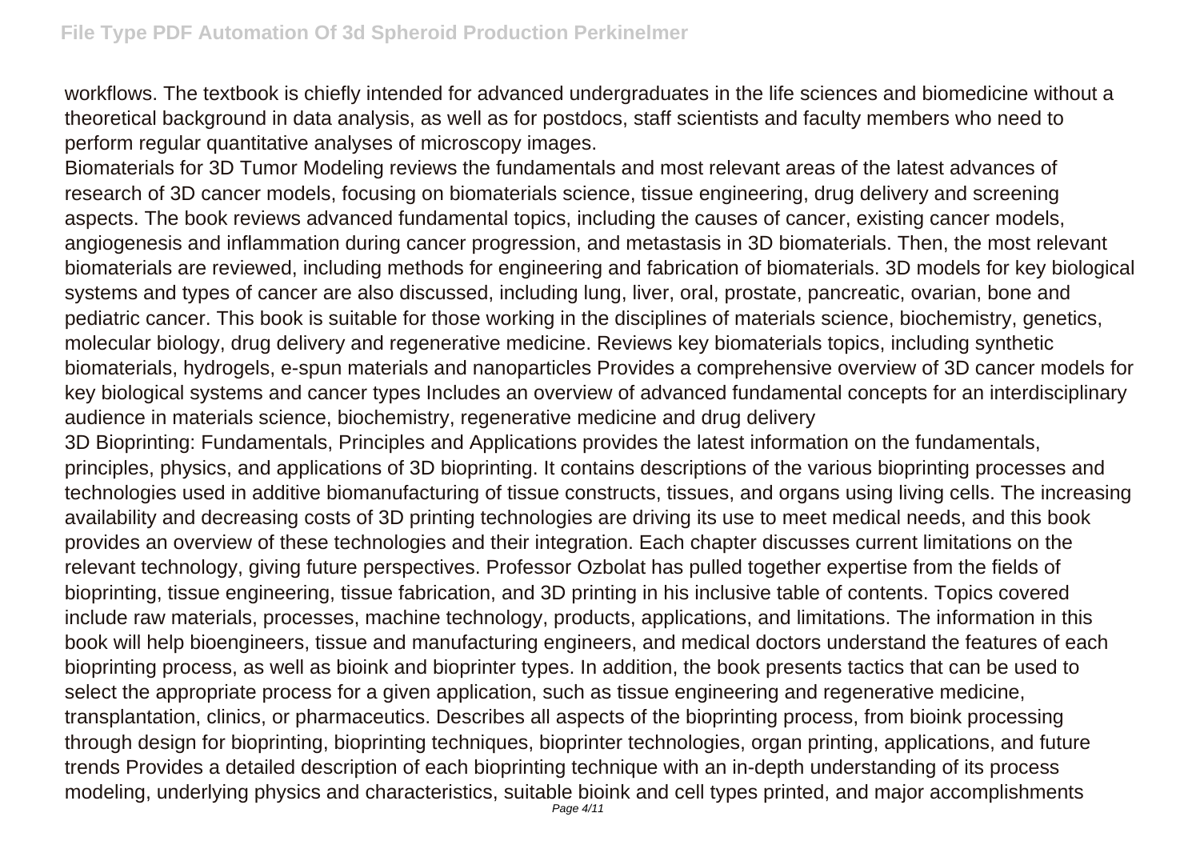workflows. The textbook is chiefly intended for advanced undergraduates in the life sciences and biomedicine without a theoretical background in data analysis, as well as for postdocs, staff scientists and faculty members who need to perform regular quantitative analyses of microscopy images.

Biomaterials for 3D Tumor Modeling reviews the fundamentals and most relevant areas of the latest advances of research of 3D cancer models, focusing on biomaterials science, tissue engineering, drug delivery and screening aspects. The book reviews advanced fundamental topics, including the causes of cancer, existing cancer models, angiogenesis and inflammation during cancer progression, and metastasis in 3D biomaterials. Then, the most relevant biomaterials are reviewed, including methods for engineering and fabrication of biomaterials. 3D models for key biological systems and types of cancer are also discussed, including lung, liver, oral, prostate, pancreatic, ovarian, bone and pediatric cancer. This book is suitable for those working in the disciplines of materials science, biochemistry, genetics, molecular biology, drug delivery and regenerative medicine. Reviews key biomaterials topics, including synthetic biomaterials, hydrogels, e-spun materials and nanoparticles Provides a comprehensive overview of 3D cancer models for key biological systems and cancer types Includes an overview of advanced fundamental concepts for an interdisciplinary audience in materials science, biochemistry, regenerative medicine and drug delivery

3D Bioprinting: Fundamentals, Principles and Applications provides the latest information on the fundamentals, principles, physics, and applications of 3D bioprinting. It contains descriptions of the various bioprinting processes and technologies used in additive biomanufacturing of tissue constructs, tissues, and organs using living cells. The increasing availability and decreasing costs of 3D printing technologies are driving its use to meet medical needs, and this book provides an overview of these technologies and their integration. Each chapter discusses current limitations on the relevant technology, giving future perspectives. Professor Ozbolat has pulled together expertise from the fields of bioprinting, tissue engineering, tissue fabrication, and 3D printing in his inclusive table of contents. Topics covered include raw materials, processes, machine technology, products, applications, and limitations. The information in this book will help bioengineers, tissue and manufacturing engineers, and medical doctors understand the features of each bioprinting process, as well as bioink and bioprinter types. In addition, the book presents tactics that can be used to select the appropriate process for a given application, such as tissue engineering and regenerative medicine, transplantation, clinics, or pharmaceutics. Describes all aspects of the bioprinting process, from bioink processing through design for bioprinting, bioprinting techniques, bioprinter technologies, organ printing, applications, and future trends Provides a detailed description of each bioprinting technique with an in-depth understanding of its process modeling, underlying physics and characteristics, suitable bioink and cell types printed, and major accomplishments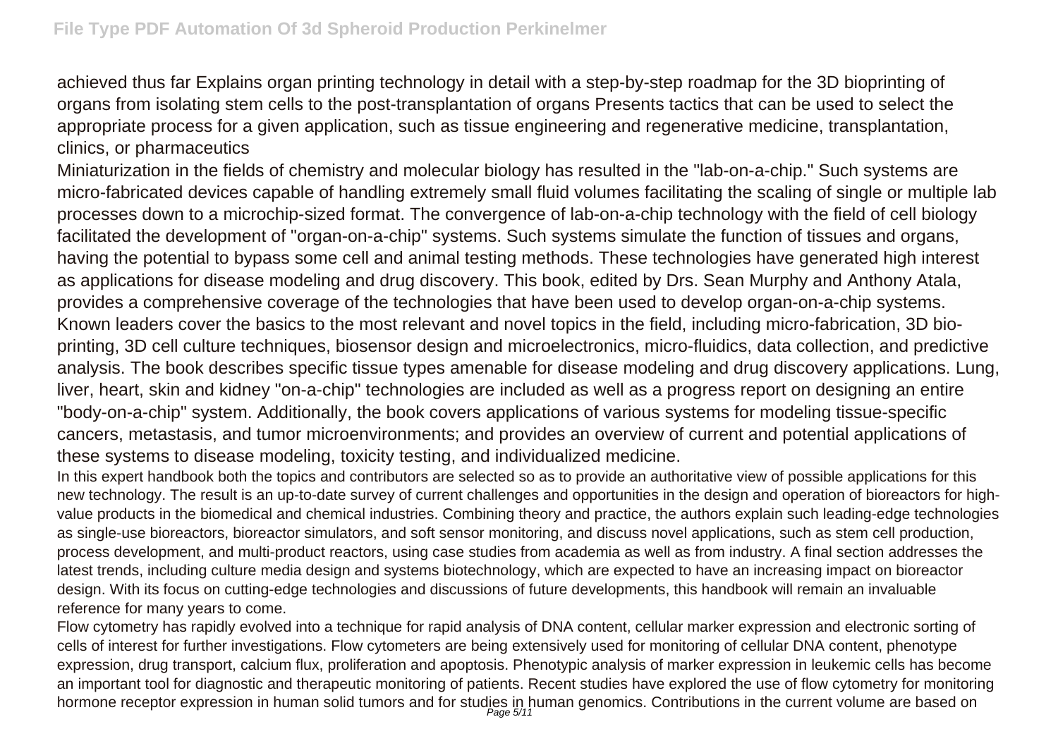achieved thus far Explains organ printing technology in detail with a step-by-step roadmap for the 3D bioprinting of organs from isolating stem cells to the post-transplantation of organs Presents tactics that can be used to select the appropriate process for a given application, such as tissue engineering and regenerative medicine, transplantation, clinics, or pharmaceutics

Miniaturization in the fields of chemistry and molecular biology has resulted in the "lab-on-a-chip." Such systems are micro-fabricated devices capable of handling extremely small fluid volumes facilitating the scaling of single or multiple lab processes down to a microchip-sized format. The convergence of lab-on-a-chip technology with the field of cell biology facilitated the development of "organ-on-a-chip" systems. Such systems simulate the function of tissues and organs, having the potential to bypass some cell and animal testing methods. These technologies have generated high interest as applications for disease modeling and drug discovery. This book, edited by Drs. Sean Murphy and Anthony Atala, provides a comprehensive coverage of the technologies that have been used to develop organ-on-a-chip systems. Known leaders cover the basics to the most relevant and novel topics in the field, including micro-fabrication, 3D bio-printing, 3D cell culture techniques, biosensor design and microelectronics, micro-fluidics, data collection, and predictive analysis. The book describes specific tissue types amenable for disease modeling and drug discovery applications. Lung, liver, heart, skin and kidney "on-a-chip" technologies are included as well as a progress report on designing an entire "body-on-a-chip" system. Additionally, the book covers applications of various systems for modeling tissue-specific cancers, metastasis, and tumor microenvironments; and provides an overview of current and potential applications of these systems to disease modeling, toxicity testing, and individualized medicine.

In this expert handbook both the topics and contributors are selected so as to provide an authoritative view of possible applications for this new technology. The result is an up-to-date survey of current challenges and opportunities in the design and operation of bioreactors for high-value products in the biomedical and chemical industries. Combining theory and practice, the authors explain such leading-edge technologies as single-use bioreactors, bioreactor simulators, and soft sensor monitoring, and discuss novel applications, such as stem cell production, process development, and multi-product reactors, using case studies from academia as well as from industry. A final section addresses the latest trends, including culture media design and systems biotechnology, which are expected to have an increasing impact on bioreactor design. With its focus on cutting-edge technologies and discussions of future developments, this handbook will remain an invaluable reference for many years to come.

Flow cytometry has rapidly evolved into a technique for rapid analysis of DNA content, cellular marker expression and electronic sorting of cells of interest for further investigations. Flow cytometers are being extensively used for monitoring of cellular DNA content, phenotype expression, drug transport, calcium flux, proliferation and apoptosis. Phenotypic analysis of marker expression in leukemic cells has become an important tool for diagnostic and therapeutic monitoring of patients. Recent studies have explored the use of flow cytometry for monitoring hormone receptor expression in human solid tumors and for studies in human genomics. Contributions in the current volume are based on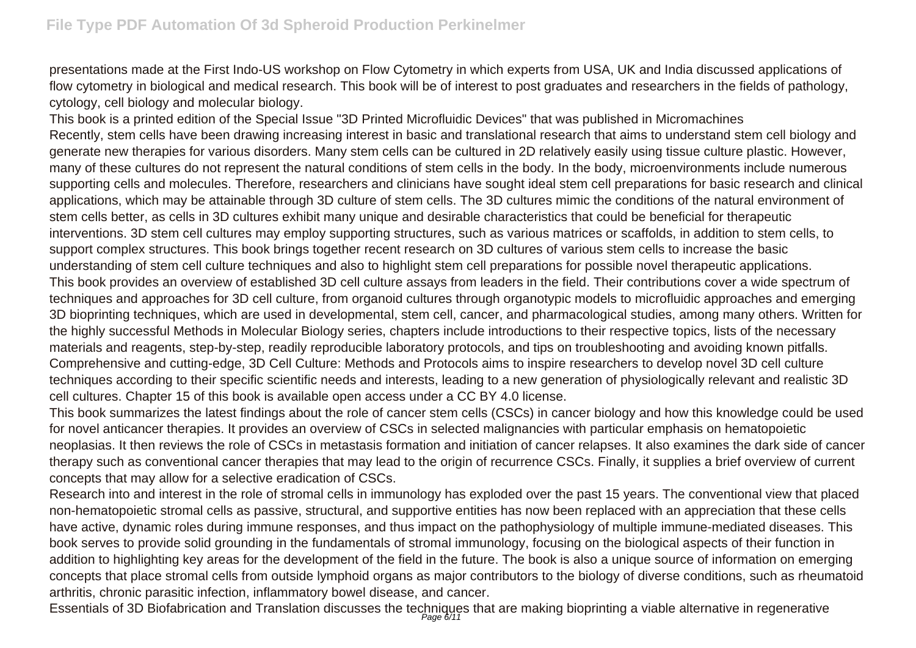presentations made at the First Indo-US workshop on Flow Cytometry in which experts from USA, UK and India discussed applications of flow cytometry in biological and medical research. This book will be of interest to post graduates and researchers in the fields of pathology, cytology, cell biology and molecular biology.

This book is a printed edition of the Special Issue "3D Printed Microfluidic Devices" that was published in Micromachines

Recently, stem cells have been drawing increasing interest in basic and translational research that aims to understand stem cell biology and generate new therapies for various disorders. Many stem cells can be cultured in 2D relatively easily using tissue culture plastic. However, many of these cultures do not represent the natural conditions of stem cells in the body. In the body, microenvironments include numerous supporting cells and molecules. Therefore, researchers and clinicians have sought ideal stem cell preparations for basic research and clinical applications, which may be attainable through 3D culture of stem cells. The 3D cultures mimic the conditions of the natural environment of stem cells better, as cells in 3D cultures exhibit many unique and desirable characteristics that could be beneficial for therapeutic interventions. 3D stem cell cultures may employ supporting structures, such as various matrices or scaffolds, in addition to stem cells, to support complex structures. This book brings together recent research on 3D cultures of various stem cells to increase the basic understanding of stem cell culture techniques and also to highlight stem cell preparations for possible novel therapeutic applications.

This book provides an overview of established 3D cell culture assays from leaders in the field. Their contributions cover a wide spectrum of techniques and approaches for 3D cell culture, from organoid cultures through organotypic models to microfluidic approaches and emerging 3D bioprinting techniques, which are used in developmental, stem cell, cancer, and pharmacological studies, among many others. Written for the highly successful Methods in Molecular Biology series, chapters include introductions to their respective topics, lists of the necessary materials and reagents, step-by-step, readily reproducible laboratory protocols, and tips on troubleshooting and avoiding known pitfalls. Comprehensive and cutting-edge, 3D Cell Culture: Methods and Protocols aims to inspire researchers to develop novel 3D cell culture techniques according to their specific scientific needs and interests, leading to a new generation of physiologically relevant and realistic 3D cell cultures. Chapter 15 of this book is available open access under a CC BY 4.0 license.

This book summarizes the latest findings about the role of cancer stem cells (CSCs) in cancer biology and how this knowledge could be used for novel anticancer therapies. It provides an overview of CSCs in selected malignancies with particular emphasis on hematopoietic neoplasias. It then reviews the role of CSCs in metastasis formation and initiation of cancer relapses. It also examines the dark side of cancer therapy such as conventional cancer therapies that may lead to the origin of recurrence CSCs. Finally, it supplies a brief overview of current concepts that may allow for a selective eradication of CSCs.

Research into and interest in the role of stromal cells in immunology has exploded over the past 15 years. The conventional view that placed non-hematopoietic stromal cells as passive, structural, and supportive entities has now been replaced with an appreciation that these cells have active, dynamic roles during immune responses, and thus impact on the pathophysiology of multiple immune-mediated diseases. This book serves to provide solid grounding in the fundamentals of stromal immunology, focusing on the biological aspects of their function in addition to highlighting key areas for the development of the field in the future. The book is also a unique source of information on emerging concepts that place stromal cells from outside lymphoid organs as major contributors to the biology of diverse conditions, such as rheumatoid arthritis, chronic parasitic infection, inflammatory bowel disease, and cancer.

Essentials of 3D Biofabrication and Translation discusses the techniques that are making bioprinting a viable alternative in regenerative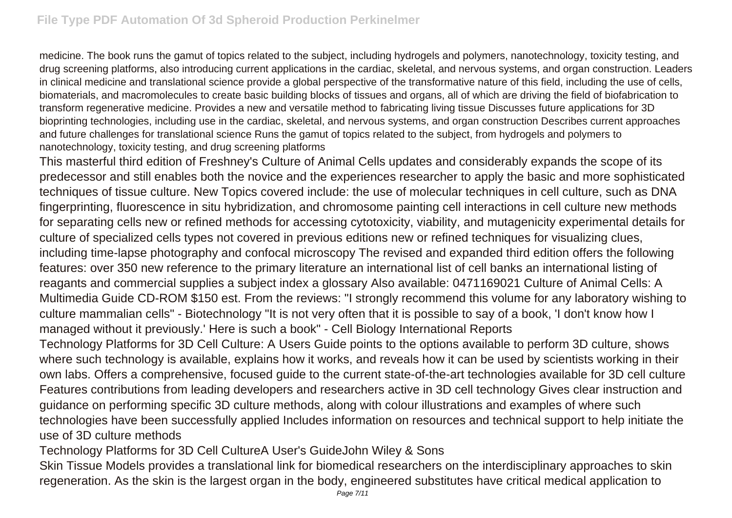medicine. The book runs the gamut of topics related to the subject, including hydrogels and polymers, nanotechnology, toxicity testing, and drug screening platforms, also introducing current applications in the cardiac, skeletal, and nervous systems, and organ construction. Leaders in clinical medicine and translational science provide a global perspective of the transformative nature of this field, including the use of cells, biomaterials, and macromolecules to create basic building blocks of tissues and organs, all of which are driving the field of biofabrication to transform regenerative medicine. Provides a new and versatile method to fabricating living tissue Discusses future applications for 3D bioprinting technologies, including use in the cardiac, skeletal, and nervous systems, and organ construction Describes current approaches and future challenges for translational science Runs the gamut of topics related to the subject, from hydrogels and polymers to nanotechnology, toxicity testing, and drug screening platforms

This masterful third edition of Freshney's Culture of Animal Cells updates and considerably expands the scope of its predecessor and still enables both the novice and the experiences researcher to apply the basic and more sophisticated techniques of tissue culture. New Topics covered include: the use of molecular techniques in cell culture, such as DNA fingerprinting, fluorescence in situ hybridization, and chromosome painting cell interactions in cell culture new methods for separating cells new or refined methods for accessing cytotoxicity, viability, and mutagenicity experimental details for culture of specialized cells types not covered in previous editions new or refined techniques for visualizing clues, including time-lapse photography and confocal microscopy The revised and expanded third edition offers the following features: over 350 new reference to the primary literature an international list of cell banks an international listing of reagants and commercial supplies a subject index a glossary Also available: 0471169021 Culture of Animal Cells: A Multimedia Guide CD-ROM $150 est. From the reviews: "I strongly recommend this volume for any laboratory wishing to culture mammalian cells" - Biotechnology "It is not very often that it is possible to say of a book, 'I don't know how I managed without it previously.' Here is such a book" - Cell Biology International Reports

Technology Platforms for 3D Cell Culture: A Users Guide points to the options available to perform 3D culture, shows where such technology is available, explains how it works, and reveals how it can be used by scientists working in their own labs. Offers a comprehensive, focused guide to the current state-of-the-art technologies available for 3D cell culture Features contributions from leading developers and researchers active in 3D cell technology Gives clear instruction and guidance on performing specific 3D culture methods, along with colour illustrations and examples of where such technologies have been successfully applied Includes information on resources and technical support to help initiate the use of 3D culture methods

Technology Platforms for 3D Cell CultureA User's GuideJohn Wiley & Sons

Skin Tissue Models provides a translational link for biomedical researchers on the interdisciplinary approaches to skin regeneration. As the skin is the largest organ in the body, engineered substitutes have critical medical application to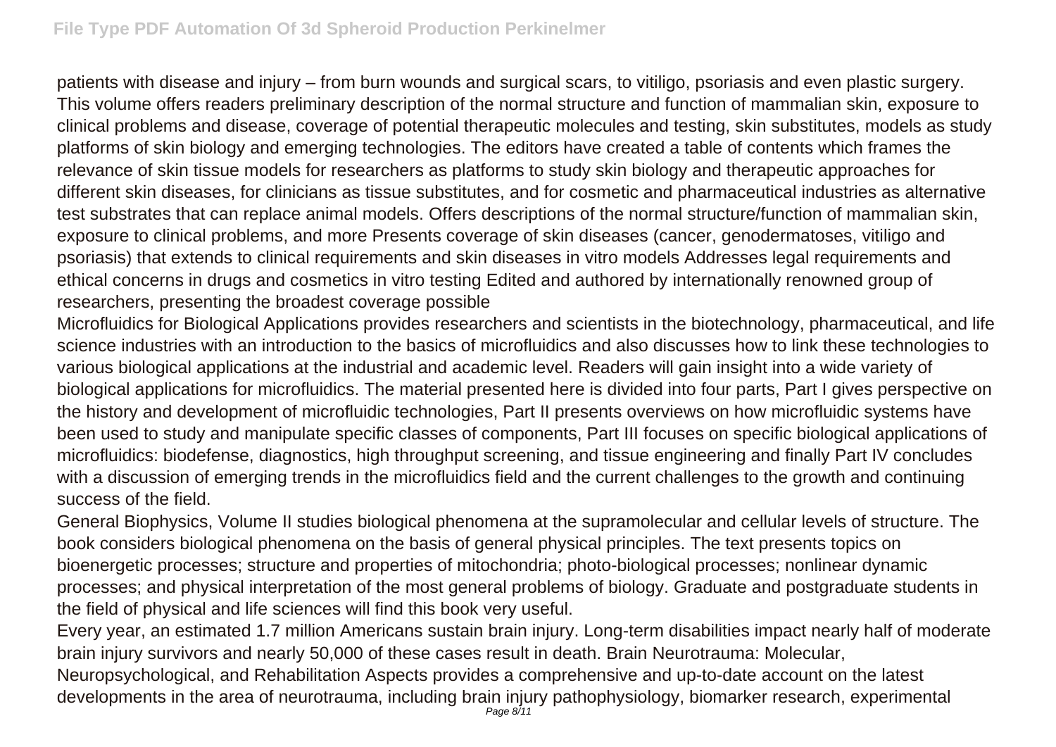patients with disease and injury – from burn wounds and surgical scars, to vitiligo, psoriasis and even plastic surgery. This volume offers readers preliminary description of the normal structure and function of mammalian skin, exposure to clinical problems and disease, coverage of potential therapeutic molecules and testing, skin substitutes, models as study platforms of skin biology and emerging technologies. The editors have created a table of contents which frames the relevance of skin tissue models for researchers as platforms to study skin biology and therapeutic approaches for different skin diseases, for clinicians as tissue substitutes, and for cosmetic and pharmaceutical industries as alternative test substrates that can replace animal models. Offers descriptions of the normal structure/function of mammalian skin, exposure to clinical problems, and more Presents coverage of skin diseases (cancer, genodermatoses, vitiligo and psoriasis) that extends to clinical requirements and skin diseases in vitro models Addresses legal requirements and ethical concerns in drugs and cosmetics in vitro testing Edited and authored by internationally renowned group of researchers, presenting the broadest coverage possible

Microfluidics for Biological Applications provides researchers and scientists in the biotechnology, pharmaceutical, and life science industries with an introduction to the basics of microfluidics and also discusses how to link these technologies to various biological applications at the industrial and academic level. Readers will gain insight into a wide variety of biological applications for microfluidics. The material presented here is divided into four parts, Part I gives perspective on the history and development of microfluidic technologies, Part II presents overviews on how microfluidic systems have been used to study and manipulate specific classes of components, Part III focuses on specific biological applications of microfluidics: biodefense, diagnostics, high throughput screening, and tissue engineering and finally Part IV concludes with a discussion of emerging trends in the microfluidics field and the current challenges to the growth and continuing success of the field.

General Biophysics, Volume II studies biological phenomena at the supramolecular and cellular levels of structure. The book considers biological phenomena on the basis of general physical principles. The text presents topics on bioenergetic processes; structure and properties of mitochondria; photo-biological processes; nonlinear dynamic processes; and physical interpretation of the most general problems of biology. Graduate and postgraduate students in the field of physical and life sciences will find this book very useful.

Every year, an estimated 1.7 million Americans sustain brain injury. Long-term disabilities impact nearly half of moderate brain injury survivors and nearly 50,000 of these cases result in death. Brain Neurotrauma: Molecular, Neuropsychological, and Rehabilitation Aspects provides a comprehensive and up-to-date account on the latest developments in the area of neurotrauma, including brain injury pathophysiology, biomarker research, experimental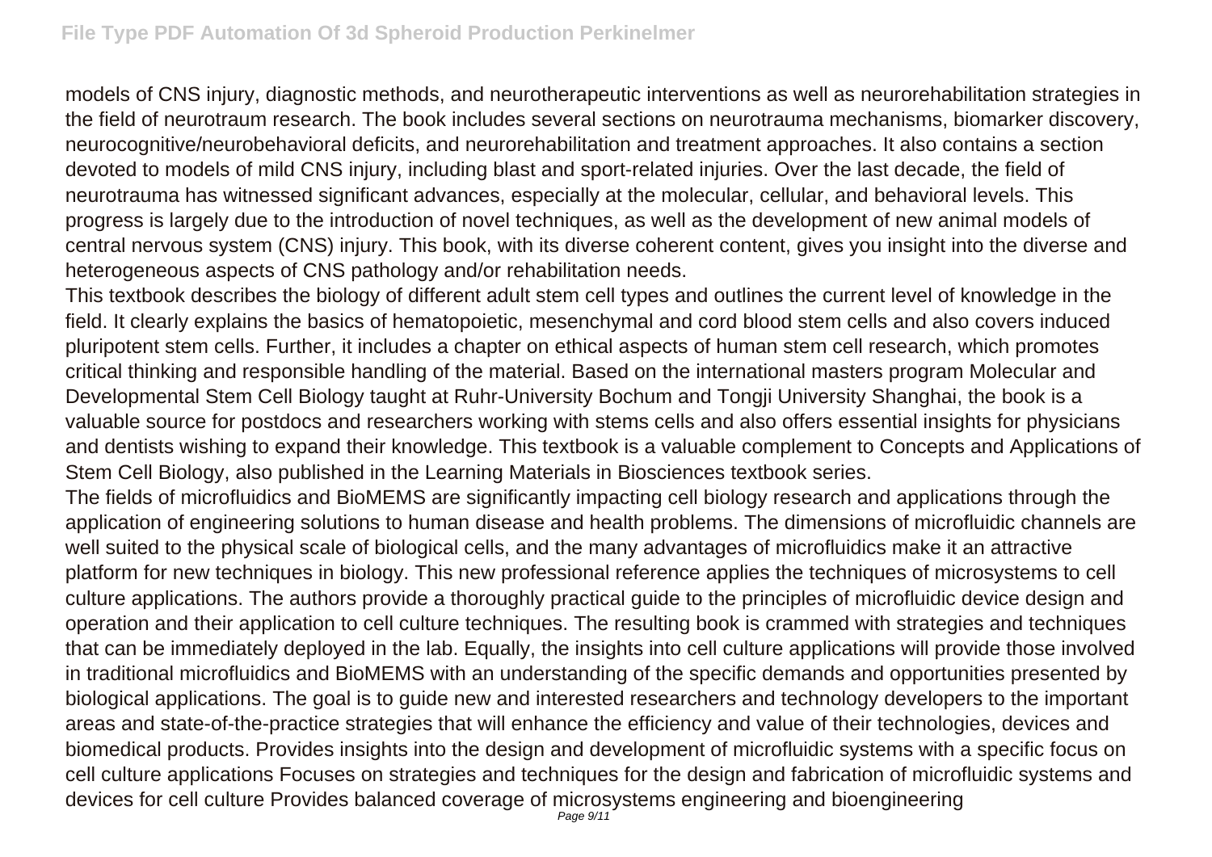models of CNS injury, diagnostic methods, and neurotherapeutic interventions as well as neurorehabilitation strategies in the field of neurotraum research. The book includes several sections on neurotrauma mechanisms, biomarker discovery, neurocognitive/neurobehavioral deficits, and neurorehabilitation and treatment approaches. It also contains a section devoted to models of mild CNS injury, including blast and sport-related injuries. Over the last decade, the field of neurotrauma has witnessed significant advances, especially at the molecular, cellular, and behavioral levels. This progress is largely due to the introduction of novel techniques, as well as the development of new animal models of central nervous system (CNS) injury. This book, with its diverse coherent content, gives you insight into the diverse and heterogeneous aspects of CNS pathology and/or rehabilitation needs.

This textbook describes the biology of different adult stem cell types and outlines the current level of knowledge in the field. It clearly explains the basics of hematopoietic, mesenchymal and cord blood stem cells and also covers induced pluripotent stem cells. Further, it includes a chapter on ethical aspects of human stem cell research, which promotes critical thinking and responsible handling of the material. Based on the international masters program Molecular and Developmental Stem Cell Biology taught at Ruhr-University Bochum and Tongji University Shanghai, the book is a valuable source for postdocs and researchers working with stems cells and also offers essential insights for physicians and dentists wishing to expand their knowledge. This textbook is a valuable complement to Concepts and Applications of Stem Cell Biology, also published in the Learning Materials in Biosciences textbook series.

The fields of microfluidics and BioMEMS are significantly impacting cell biology research and applications through the application of engineering solutions to human disease and health problems. The dimensions of microfluidic channels are well suited to the physical scale of biological cells, and the many advantages of microfluidics make it an attractive platform for new techniques in biology. This new professional reference applies the techniques of microsystems to cell culture applications. The authors provide a thoroughly practical guide to the principles of microfluidic device design and operation and their application to cell culture techniques. The resulting book is crammed with strategies and techniques that can be immediately deployed in the lab. Equally, the insights into cell culture applications will provide those involved in traditional microfluidics and BioMEMS with an understanding of the specific demands and opportunities presented by biological applications. The goal is to guide new and interested researchers and technology developers to the important areas and state-of-the-practice strategies that will enhance the efficiency and value of their technologies, devices and biomedical products. Provides insights into the design and development of microfluidic systems with a specific focus on cell culture applications Focuses on strategies and techniques for the design and fabrication of microfluidic systems and devices for cell culture Provides balanced coverage of microsystems engineering and bioengineering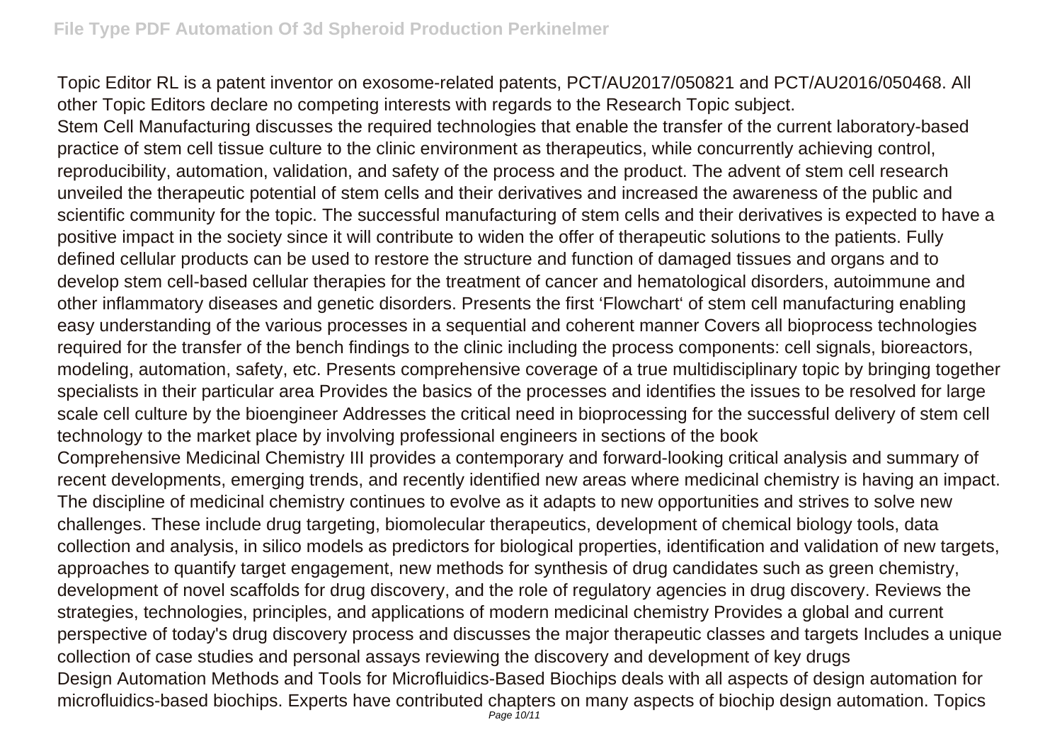Topic Editor RL is a patent inventor on exosome-related patents, PCT/AU2017/050821 and PCT/AU2016/050468. All other Topic Editors declare no competing interests with regards to the Research Topic subject.

Stem Cell Manufacturing discusses the required technologies that enable the transfer of the current laboratory-based practice of stem cell tissue culture to the clinic environment as therapeutics, while concurrently achieving control, reproducibility, automation, validation, and safety of the process and the product. The advent of stem cell research unveiled the therapeutic potential of stem cells and their derivatives and increased the awareness of the public and scientific community for the topic. The successful manufacturing of stem cells and their derivatives is expected to have a positive impact in the society since it will contribute to widen the offer of therapeutic solutions to the patients. Fully defined cellular products can be used to restore the structure and function of damaged tissues and organs and to develop stem cell-based cellular therapies for the treatment of cancer and hematological disorders, autoimmune and other inflammatory diseases and genetic disorders. Presents the first 'Flowchart' of stem cell manufacturing enabling easy understanding of the various processes in a sequential and coherent manner Covers all bioprocess technologies required for the transfer of the bench findings to the clinic including the process components: cell signals, bioreactors, modeling, automation, safety, etc. Presents comprehensive coverage of a true multidisciplinary topic by bringing together specialists in their particular area Provides the basics of the processes and identifies the issues to be resolved for large scale cell culture by the bioengineer Addresses the critical need in bioprocessing for the successful delivery of stem cell technology to the market place by involving professional engineers in sections of the book

Comprehensive Medicinal Chemistry III provides a contemporary and forward-looking critical analysis and summary of recent developments, emerging trends, and recently identified new areas where medicinal chemistry is having an impact. The discipline of medicinal chemistry continues to evolve as it adapts to new opportunities and strives to solve new challenges. These include drug targeting, biomolecular therapeutics, development of chemical biology tools, data collection and analysis, in silico models as predictors for biological properties, identification and validation of new targets, approaches to quantify target engagement, new methods for synthesis of drug candidates such as green chemistry, development of novel scaffolds for drug discovery, and the role of regulatory agencies in drug discovery. Reviews the strategies, technologies, principles, and applications of modern medicinal chemistry Provides a global and current perspective of today's drug discovery process and discusses the major therapeutic classes and targets Includes a unique collection of case studies and personal assays reviewing the discovery and development of key drugs

Design Automation Methods and Tools for Microfluidics-Based Biochips deals with all aspects of design automation for microfluidics-based biochips. Experts have contributed chapters on many aspects of biochip design automation. Topics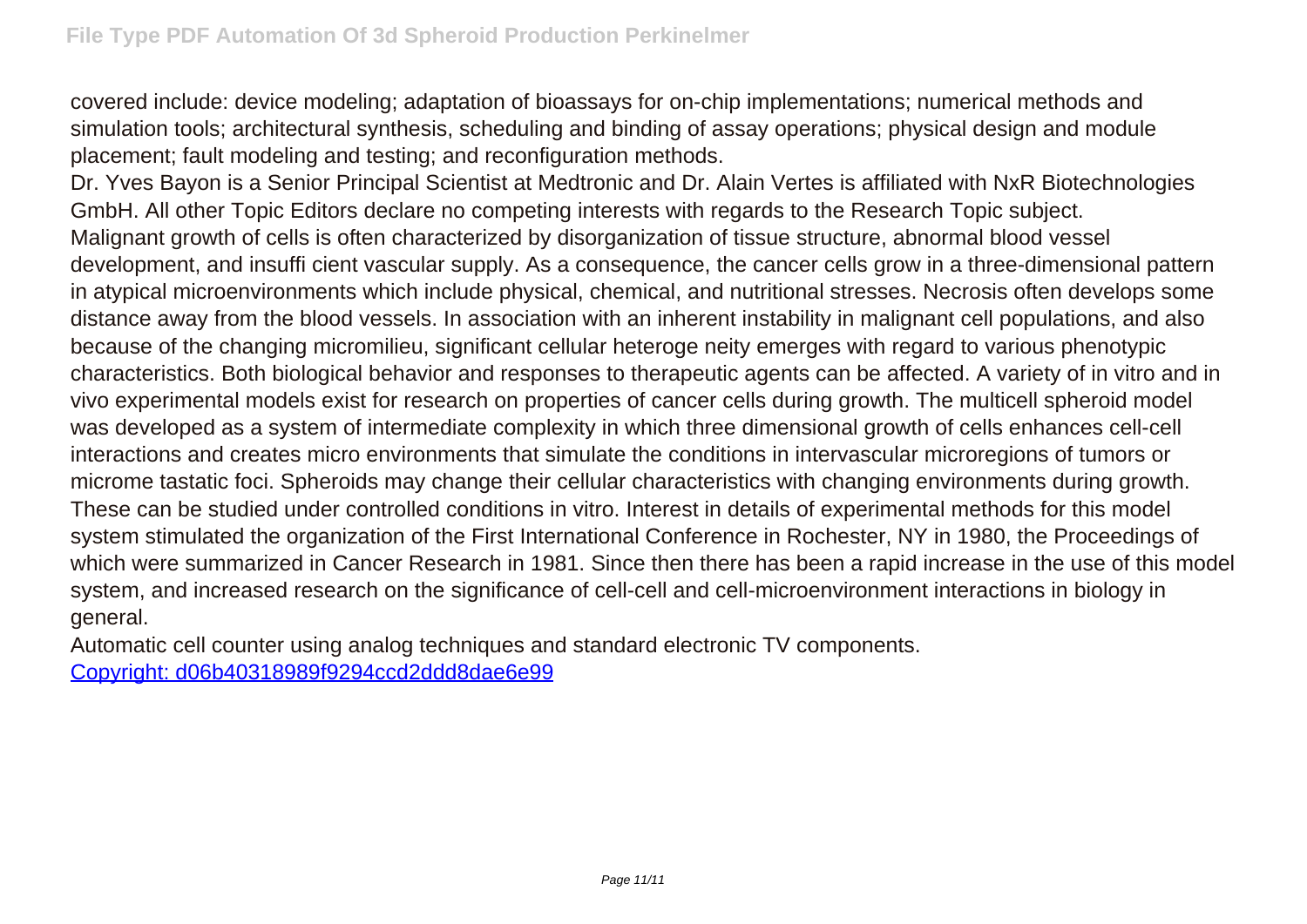covered include: device modeling; adaptation of bioassays for on-chip implementations; numerical methods and simulation tools; architectural synthesis, scheduling and binding of assay operations; physical design and module placement; fault modeling and testing; and reconfiguration methods.

Dr. Yves Bayon is a Senior Principal Scientist at Medtronic and Dr. Alain Vertes is affiliated with NxR Biotechnologies GmbH. All other Topic Editors declare no competing interests with regards to the Research Topic subject.

Malignant growth of cells is often characterized by disorganization of tissue structure, abnormal blood vessel development, and insuffi cient vascular supply. As a consequence, the cancer cells grow in a three-dimensional pattern in atypical microenvironments which include physical, chemical, and nutritional stresses. Necrosis often develops some distance away from the blood vessels. In association with an inherent instability in malignant cell populations, and also because of the changing micromilieu, significant cellular heteroge neity emerges with regard to various phenotypic characteristics. Both biological behavior and responses to therapeutic agents can be affected. A variety of in vitro and in vivo experimental models exist for research on properties of cancer cells during growth. The multicell spheroid model was developed as a system of intermediate complexity in which three dimensional growth of cells enhances cell-cell interactions and creates micro environments that simulate the conditions in intervascular microregions of tumors or microme tastatic foci. Spheroids may change their cellular characteristics with changing environments during growth. These can be studied under controlled conditions in vitro. Interest in details of experimental methods for this model system stimulated the organization of the First International Conference in Rochester, NY in 1980, the Proceedings of which were summarized in Cancer Research in 1981. Since then there has been a rapid increase in the use of this model system, and increased research on the significance of cell-cell and cell-microenvironment interactions in biology in general.

Automatic cell counter using analog techniques and standard electronic TV components.

Copyright: d06b40318989f9294ccd2ddd8dae6e99